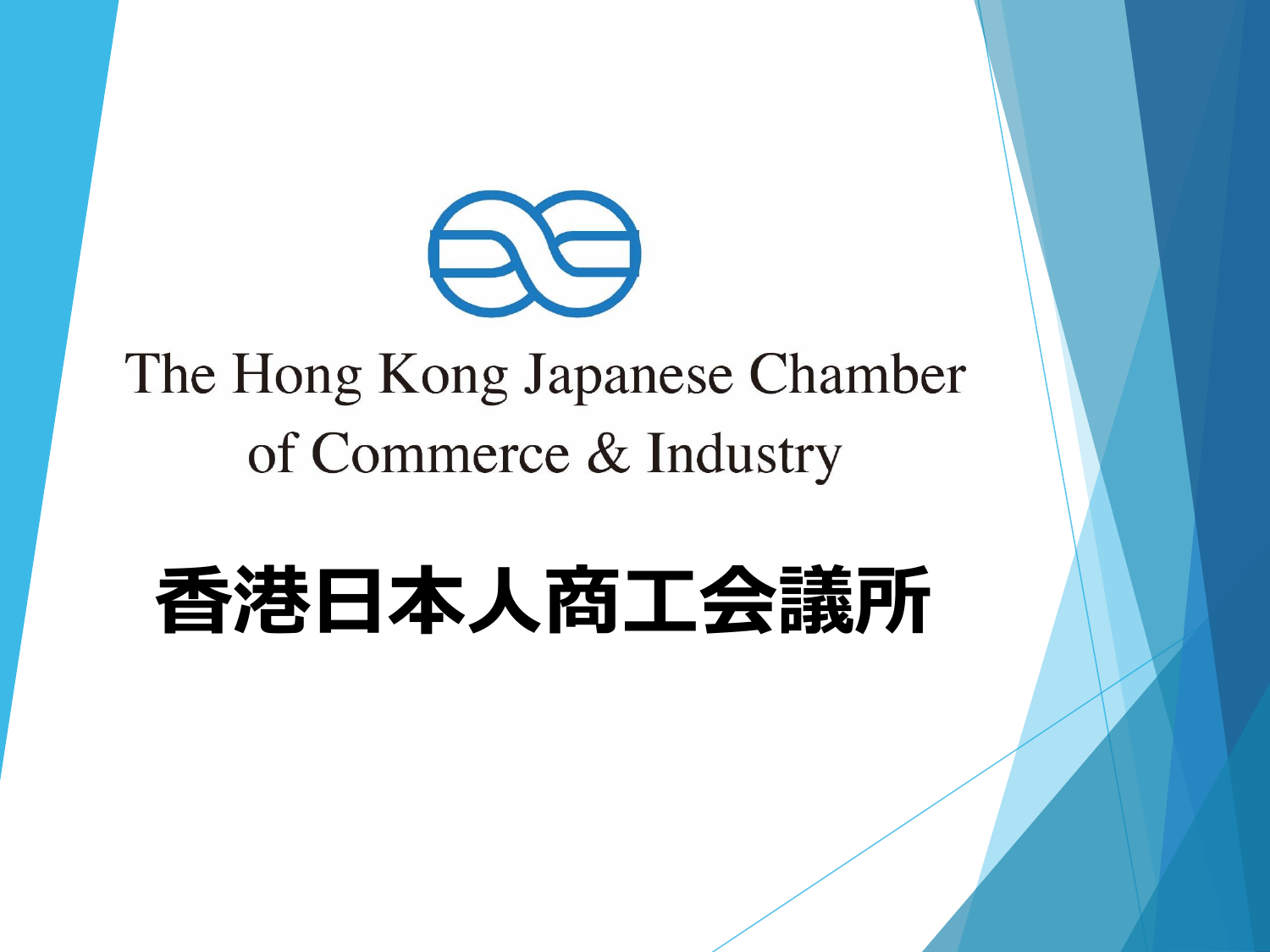The Hong Kong Japanese Chamber of Commerce & Industry

# 香港日本人商工会議所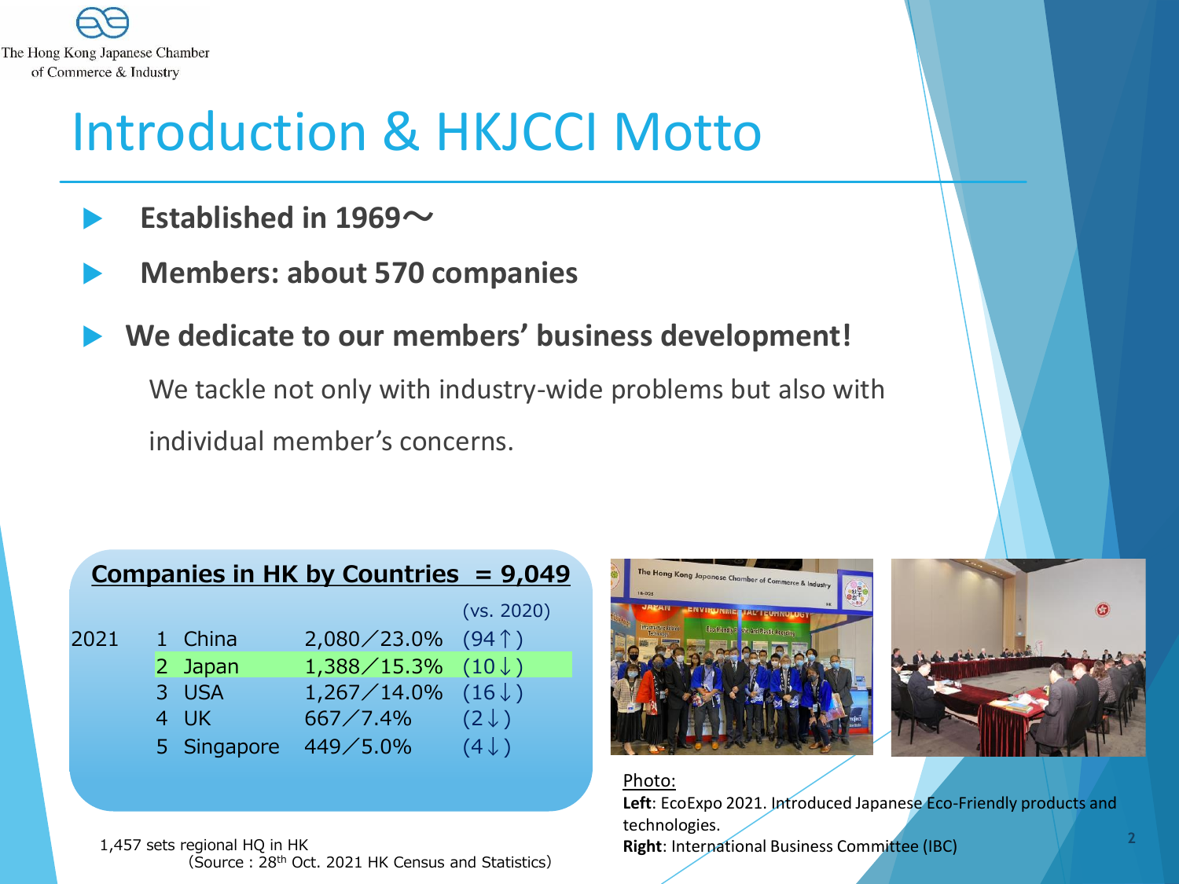The Hong Kong Japanese Chamber of Commerce & Industry

# Introduction & HKJCCI Motto

- **Established in 1969～**
- **Members: about 570 companies**
- **We dedicate to our members' business development!**

  We tackle not only with industry-wide problems but also with individual member's concerns.

**Companies in HK by Countries = 9,049**

| | | | | (vs. 2020) |
|---|---|---|---|---|
| 2021 | 1 | China | 2,080／23.0% | (94↑) |
| | 2 | Japan | 1,388／15.3% | (10↓) |
| | 3 | USA | 1,267／14.0% | (16↓) |
| | 4 | UK | 667／7.4% | (2↓) |
| | 5 | Singapore | 449／5.0% | (4↓) |

1,457 sets regional HQ in HK
(Source : 28th Oct. 2021 HK Census and Statistics)

Photo:
**Left**: EcoExpo 2021. Introduced Japanese Eco-Friendly products and technologies.
**Right**: International Business Committee (IBC)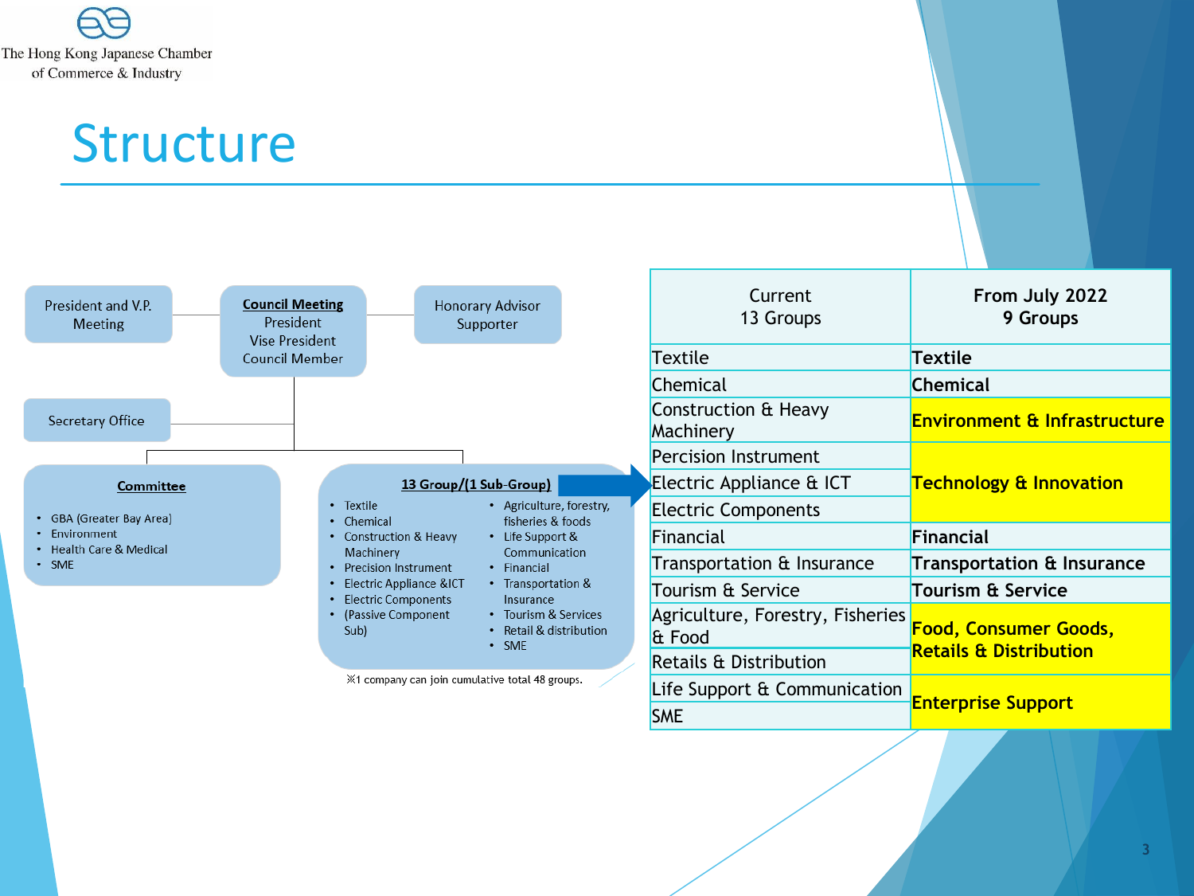The Hong Kong Japanese Chamber of Commerce & Industry

# Structure

**President and V.P. Meeting**

**Council Meeting**
President
Vise President
Council Member

**Honorary Advisor Supporter**

**Secretary Office**

**Committee**

- GBA (Greater Bay Area)
- Environment
- Health Care & Medical
- SME

**13 Group/(1 Sub-Group)**

- Textile
- Chemical
- Construction & Heavy Machinery
- Precision Instrument
- Electric Appliance &ICT
- Electric Components
- (Passive Component Sub)
- Agriculture, forestry, fisheries & foods
- Life Support & Communication
- Financial
- Transportation & Insurance
- Tourism & Services
- Retail & distribution
- SME

※1 company can join cumulative total 48 groups.

| Current 13 Groups | From July 2022 9 Groups |
|---|---|
| Textile | **Textile** |
| Chemical | **Chemical** |
| Construction & Heavy Machinery | **Environment & Infrastructure** |
| Percision Instrument | **Technology & Innovation** |
| Electric Appliance & ICT | |
| Electric Components | |
| Financial | **Financial** |
| Transportation & Insurance | **Transportation & Insurance** |
| Tourism & Service | **Tourism & Service** |
| Agriculture, Forestry, Fisheries & Food | **Food, Consumer Goods, Retails & Distribution** |
| Retails & Distribution | |
| Life Support & Communication | **Enterprise Support** |
| SME | |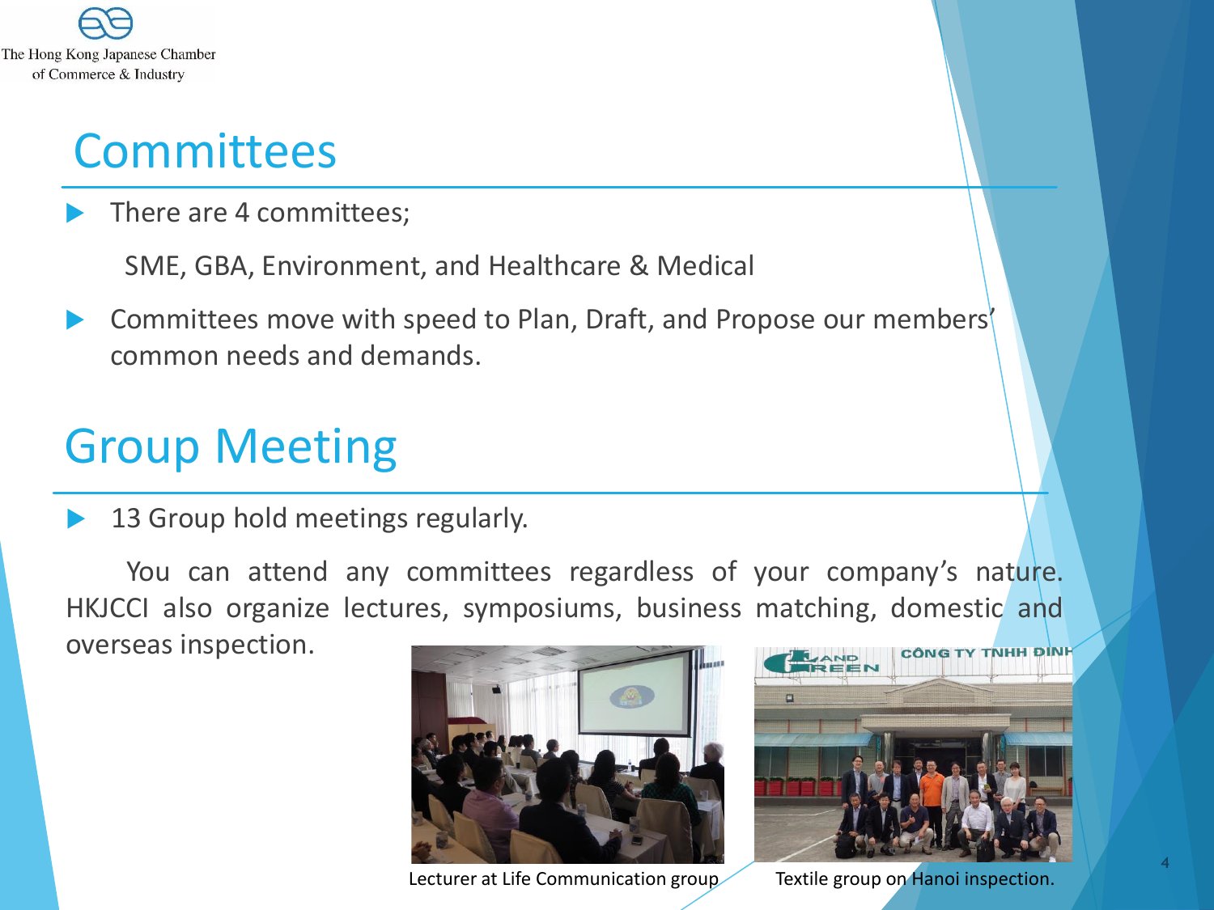The Hong Kong Japanese Chamber of Commerce & Industry

## Committees

- There are 4 committees;

  SME, GBA, Environment, and Healthcare & Medical

- Committees move with speed to Plan, Draft, and Propose our members' common needs and demands.

## Group Meeting

- 13 Group hold meetings regularly.

You can attend any committees regardless of your company's nature. HKJCCI also organize lectures, symposiums, business matching, domestic and overseas inspection.

Lecturer at Life Communication group

Textile group on Hanoi inspection.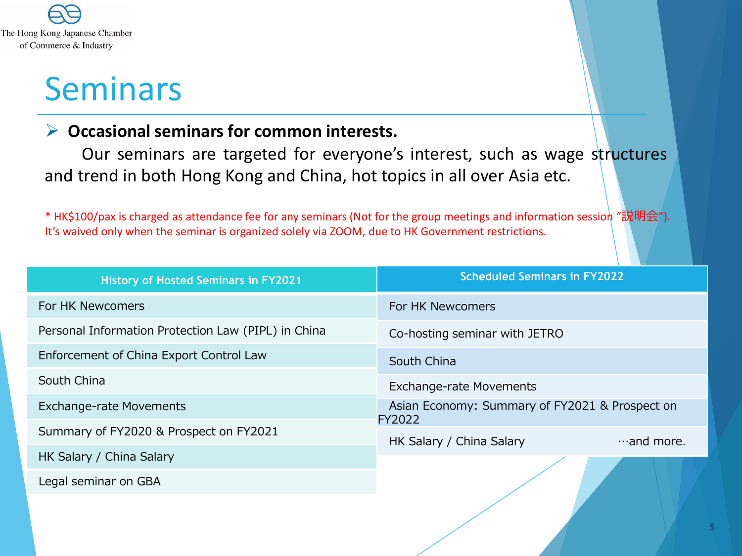The Hong Kong Japanese Chamber of Commerce & Industry

# Seminars

- **Occasional seminars for common interests.**

  Our seminars are targeted for everyone's interest, such as wage structures and trend in both Hong Kong and China, hot topics in all over Asia etc.

* HK$100/pax is charged as attendance fee for any seminars (Not for the group meetings and information session "説明会"). It's waived only when the seminar is organized solely via ZOOM, due to HK Government restrictions.

| History of Hosted Seminars in FY2021 | Scheduled Seminars in FY2022 |
|---|---|
| For HK Newcomers | For HK Newcomers |
| Personal Information Protection Law (PIPL) in China | Co-hosting seminar with JETRO |
| Enforcement of China Export Control Law | South China |
| South China | Exchange-rate Movements |
| Exchange-rate Movements | Asian Economy: Summary of FY2021 & Prospect on FY2022 |
| Summary of FY2020 & Prospect on FY2021 | HK Salary / China Salary …and more. |
| HK Salary / China Salary | |
| Legal seminar on GBA | |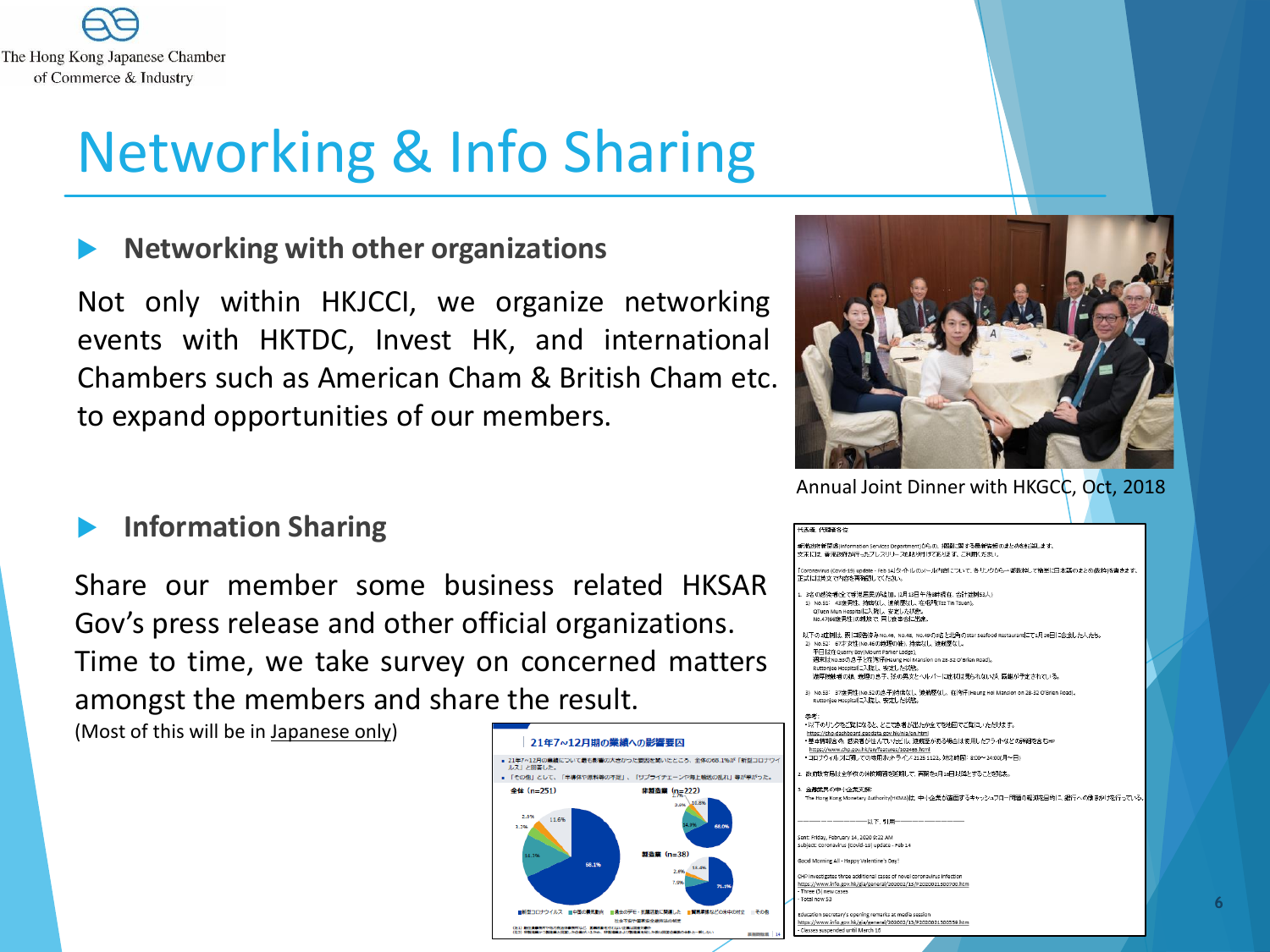# Networking & Info Sharing

## Networking with other organizations

Not only within HKJCCI, we organize networking events with HKTDC, Invest HK, and international Chambers such as American Cham & British Cham etc. to expand opportunities of our members.

Annual Joint Dinner with HKGCC, Oct, 2018

## Information Sharing

Share our member some business related HKSAR Gov's press release and other official organizations. Time to time, we take survey on concerned matters amongst the members and share the result.

(Most of this will be in Japanese only)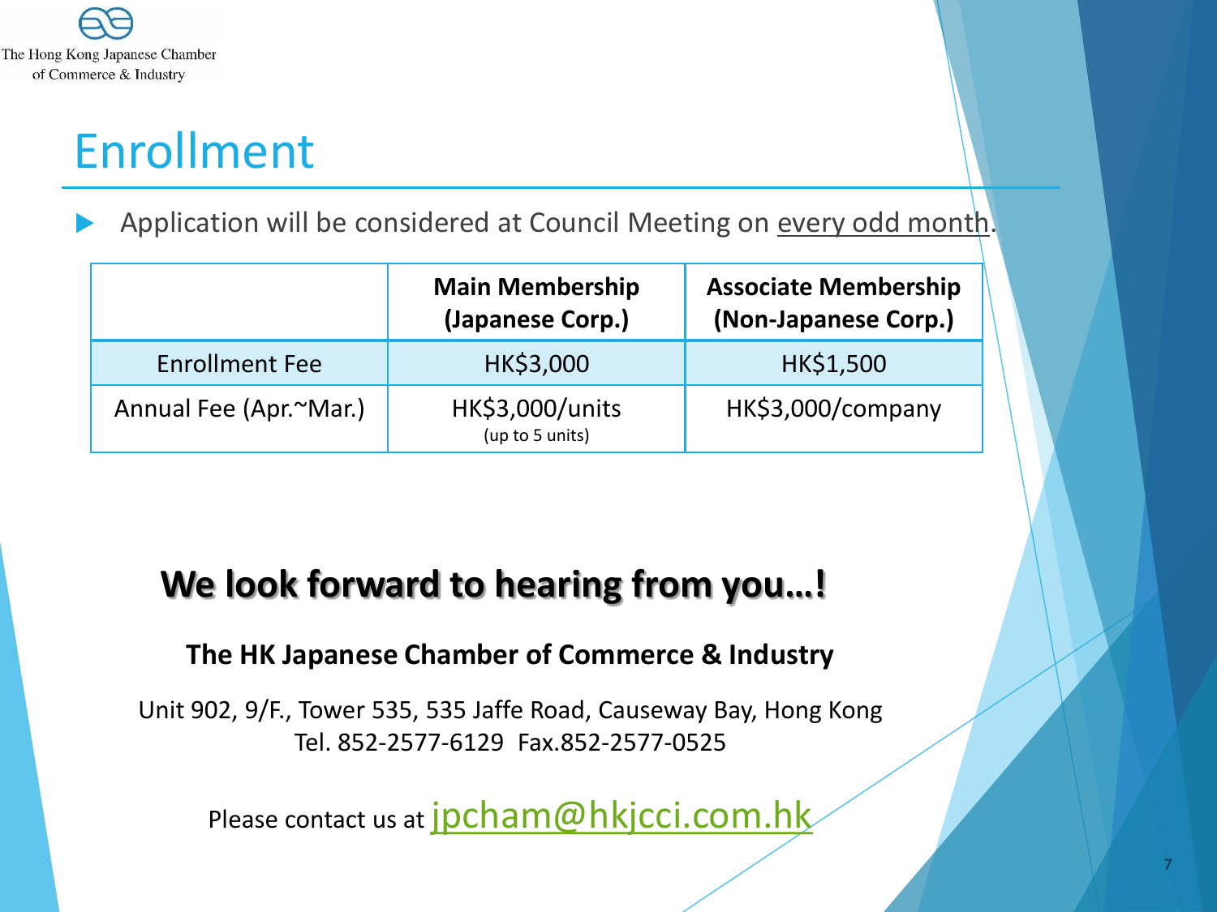The Hong Kong Japanese Chamber of Commerce & Industry

# Enrollment

- Application will be considered at Council Meeting on every odd month.

| | Main Membership (Japanese Corp.) | Associate Membership (Non-Japanese Corp.) |
|---|---|---|
| Enrollment Fee | HK$3,000 | HK$1,500 |
| Annual Fee (Apr.~Mar.) | HK$3,000/units (up to 5 units) | HK$3,000/company |

## We look forward to hearing from you…!

**The HK Japanese Chamber of Commerce & Industry**

Unit 902, 9/F., Tower 535, 535 Jaffe Road, Causeway Bay, Hong Kong
Tel. 852-2577-6129 Fax.852-2577-0525

Please contact us at jpcham@hkjcci.com.hk